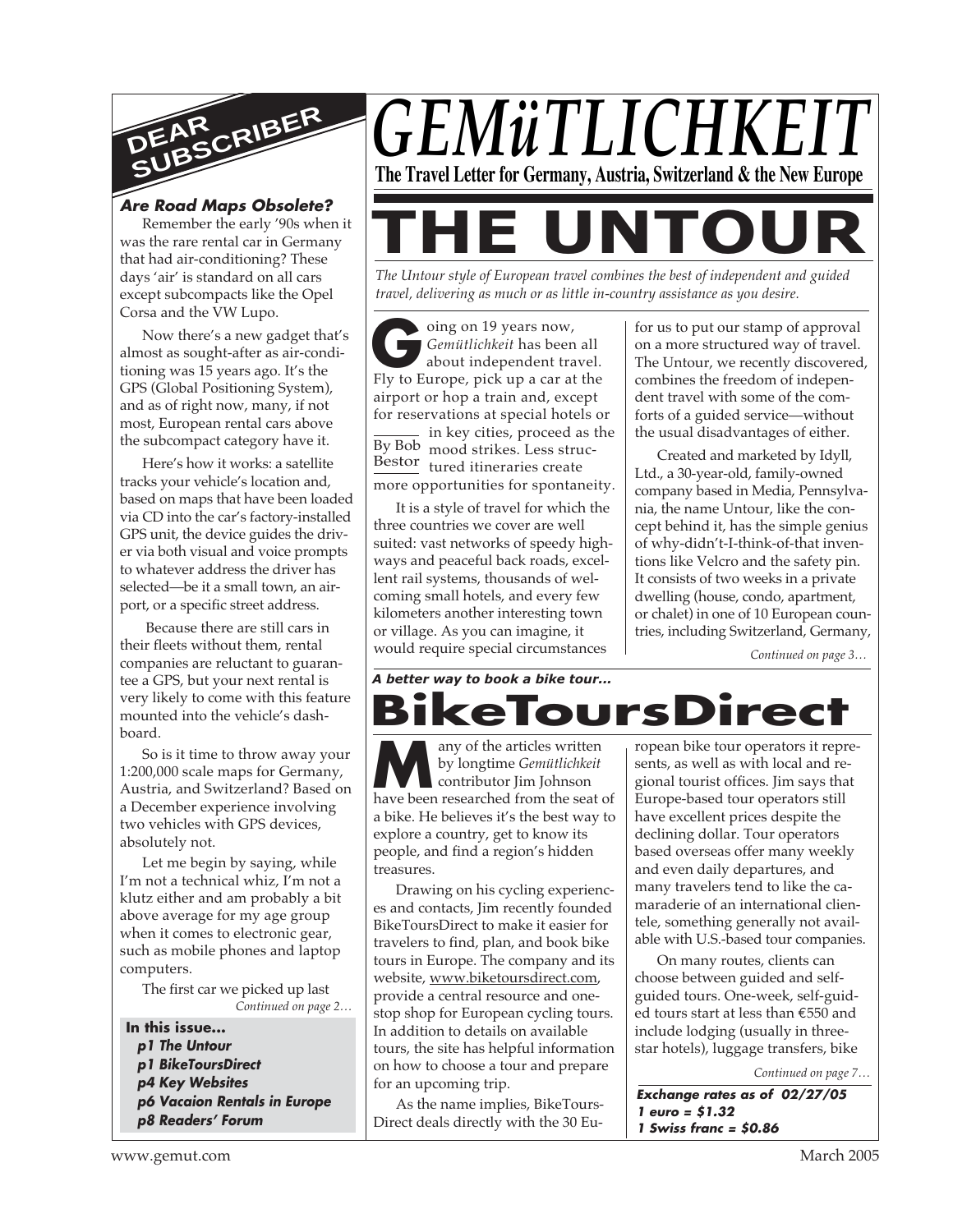# GEMüTLICHKEIT

**The Travel Letter for Germany, Austria, Switzerland & the New Europe**

## DEAR SUBSCRIBER

***Are Road Maps Obsolete?***

Remember the early '90s when it was the rare rental car in Germany that had air-conditioning? These days 'air' is standard on all cars except subcompacts like the Opel Corsa and the VW Lupo.

Now there's a new gadget that's almost as sought-after as air-conditioning was 15 years ago. It's the GPS (Global Positioning System), and as of right now, many, if not most, European rental cars above the subcompact category have it.

Here's how it works: a satellite tracks your vehicle's location and, based on maps that have been loaded via CD into the car's factory-installed GPS unit, the device guides the driver via both visual and voice prompts to whatever address the driver has selected—be it a small town, an airport, or a specific street address.

Because there are still cars in their fleets without them, rental companies are reluctant to guarantee a GPS, but your next rental is very likely to come with this feature mounted into the vehicle's dashboard.

So is it time to throw away your 1:200,000 scale maps for Germany, Austria, and Switzerland? Based on a December experience involving two vehicles with GPS devices, absolutely not.

Let me begin by saying, while I'm not a technical whiz, I'm not a klutz either and am probably a bit above average for my age group when it comes to electronic gear, such as mobile phones and laptop computers.

The first car we picked up last

*Continued on page 2…*

**In this issue...**

- ***p1 The Untour***
- ***p1 BikeToursDirect***
- ***p4 Key Websites***
- ***p6 Vacaion Rentals in Europe***
- ***p8 Readers' Forum***

# THE UNTOUR

*The Untour style of European travel combines the best of independent and guided travel, delivering as much or as little in-country assistance as you desire.*

By Bob Bestor

Going on 19 years now, *Gemütlichkeit* has been all about independent travel. Fly to Europe, pick up a car at the airport or hop a train and, except for reservations at special hotels or in key cities, proceed as the mood strikes. Less structured itineraries create more opportunities for spontaneity.

It is a style of travel for which the three countries we cover are well suited: vast networks of speedy highways and peaceful back roads, excellent rail systems, thousands of welcoming small hotels, and every few kilometers another interesting town or village. As you can imagine, it would require special circumstances for us to put our stamp of approval on a more structured way of travel. The Untour, we recently discovered, combines the freedom of independent travel with some of the comforts of a guided service—without the usual disadvantages of either.

Created and marketed by Idyll, Ltd., a 30-year-old, family-owned company based in Media, Pennsylvania, the name Untour, like the concept behind it, has the simple genius of why-didn't-I-think-of-that inventions like Velcro and the safety pin. It consists of two weeks in a private dwelling (house, condo, apartment, or chalet) in one of 10 European countries, including Switzerland, Germany,

*Continued on page 3…*

***A better way to book a bike tour...***

# BikeToursDirect

Many of the articles written by longtime *Gemütlichkeit* contributor Jim Johnson have been researched from the seat of a bike. He believes it's the best way to explore a country, get to know its people, and find a region's hidden treasures.

Drawing on his cycling experiences and contacts, Jim recently founded BikeToursDirect to make it easier for travelers to find, plan, and book bike tours in Europe. The company and its website, www.biketoursdirect.com, provide a central resource and one-stop shop for European cycling tours. In addition to details on available tours, the site has helpful information on how to choose a tour and prepare for an upcoming trip.

As the name implies, BikeToursDirect deals directly with the 30 European bike tour operators it represents, as well as with local and regional tourist offices. Jim says that Europe-based tour operators still have excellent prices despite the declining dollar. Tour operators based overseas offer many weekly and even daily departures, and many travelers tend to like the camaraderie of an international clientele, something generally not available with U.S.-based tour companies.

On many routes, clients can choose between guided and self-guided tours. One-week, self-guided tours start at less than €550 and include lodging (usually in three-star hotels), luggage transfers, bike

*Continued on page 7…*

***Exchange rates as of 02/27/05***
***1 euro = $1.32***
***1 Swiss franc = $0.86***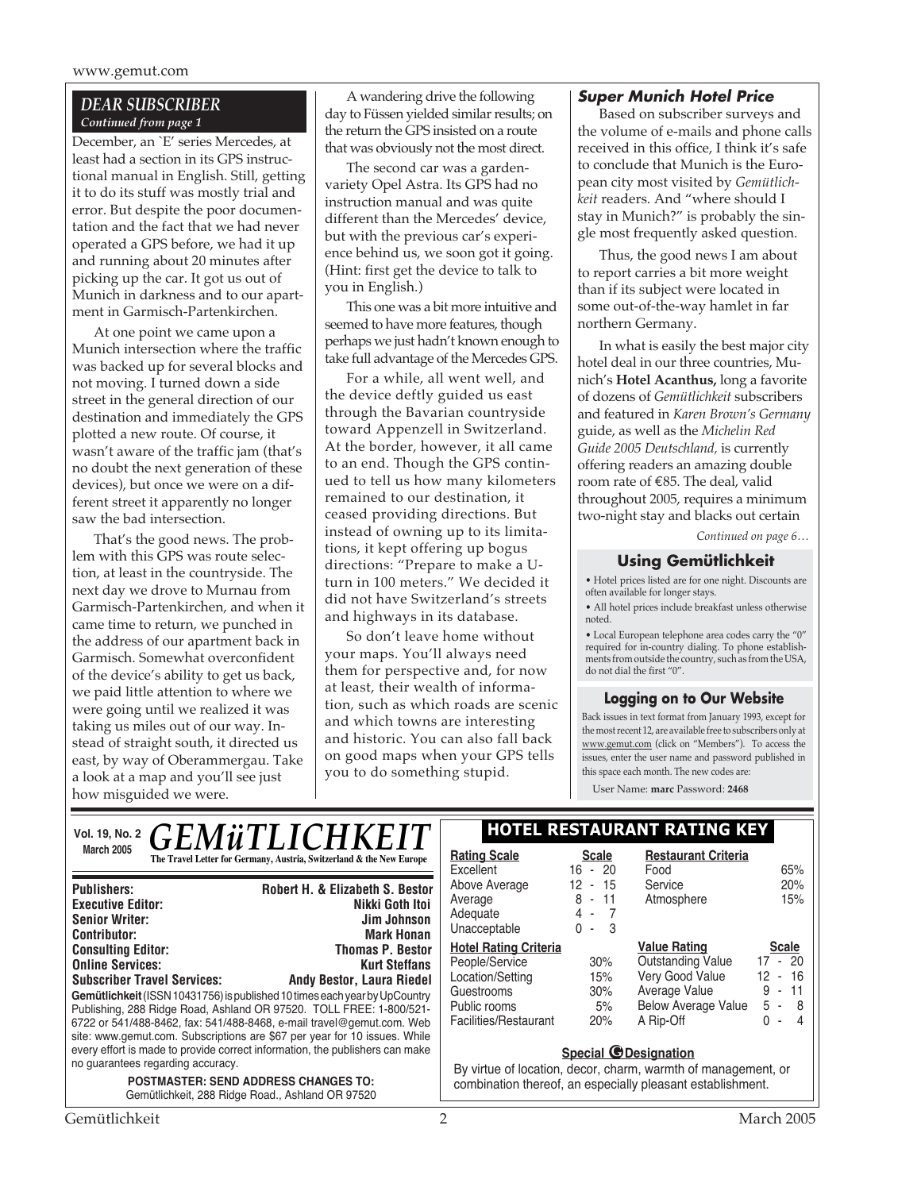## DEAR SUBSCRIBER

*Continued from page 1*

December, an `E' series Mercedes, at least had a section in its GPS instructional manual in English. Still, getting it to do its stuff was mostly trial and error. But despite the poor documentation and the fact that we had never operated a GPS before, we had it up and running about 20 minutes after picking up the car. It got us out of Munich in darkness and to our apartment in Garmisch-Partenkirchen.

At one point we came upon a Munich intersection where the traffic was backed up for several blocks and not moving. I turned down a side street in the general direction of our destination and immediately the GPS plotted a new route. Of course, it wasn't aware of the traffic jam (that's no doubt the next generation of these devices), but once we were on a different street it apparently no longer saw the bad intersection.

That's the good news. The problem with this GPS was route selection, at least in the countryside. The next day we drove to Murnau from Garmisch-Partenkirchen, and when it came time to return, we punched in the address of our apartment back in Garmisch. Somewhat overconfident of the device's ability to get us back, we paid little attention to where we were going until we realized it was taking us miles out of our way. Instead of straight south, it directed us east, by way of Oberammergau. Take a look at a map and you'll see just how misguided we were.

A wandering drive the following day to Füssen yielded similar results; on the return the GPS insisted on a route that was obviously not the most direct.

The second car was a garden-variety Opel Astra. Its GPS had no instruction manual and was quite different than the Mercedes' device, but with the previous car's experience behind us, we soon got it going. (Hint: first get the device to talk to you in English.)

This one was a bit more intuitive and seemed to have more features, though perhaps we just hadn't known enough to take full advantage of the Mercedes GPS.

For a while, all went well, and the device deftly guided us east through the Bavarian countryside toward Appenzell in Switzerland. At the border, however, it all came to an end. Though the GPS continued to tell us how many kilometers remained to our destination, it ceased providing directions. But instead of owning up to its limitations, it kept offering up bogus directions: "Prepare to make a U-turn in 100 meters." We decided it did not have Switzerland's streets and highways in its database.

So don't leave home without your maps. You'll always need them for perspective and, for now at least, their wealth of information, such as which roads are scenic and which towns are interesting and historic. You can also fall back on good maps when your GPS tells you to do something stupid.

### Super Munich Hotel Price

Based on subscriber surveys and the volume of e-mails and phone calls received in this office, I think it's safe to conclude that Munich is the European city most visited by *Gemütlichkeit* readers. And "where should I stay in Munich?" is probably the single most frequently asked question.

Thus, the good news I am about to report carries a bit more weight than if its subject were located in some out-of-the-way hamlet in far northern Germany.

In what is easily the best major city hotel deal in our three countries, Munich's **Hotel Acanthus,** long a favorite of dozens of *Gemütlichkeit* subscribers and featured in *Karen Brown's Germany* guide, as well as the *Michelin Red Guide 2005 Deutschland,* is currently offering readers an amazing double room rate of €85. The deal, valid throughout 2005, requires a minimum two-night stay and blacks out certain

*Continued on page 6…*

### Using Gemütlichkeit

- Hotel prices listed are for one night. Discounts are often available for longer stays.
- All hotel prices include breakfast unless otherwise noted.
- Local European telephone area codes carry the "0" required for in-country dialing. To phone establishments from outside the country, such as from the USA, do not dial the first "0".

### Logging on to Our Website

Back issues in text format from January 1993, except for the most recent 12, are available free to subscribers only at www.gemut.com (click on "Members"). To access the issues, enter the user name and password published in this space each month. The new codes are:

User Name: **marc** Password: **2468**

---

**Vol. 19, No. 2 — March 2005**

# GEMüTLICHKEIT

**The Travel Letter for Germany, Austria, Switzerland & the New Europe**

| | |
|---|---|
| **Publishers:** | **Robert H. & Elizabeth S. Bestor** |
| **Executive Editor:** | **Nikki Goth Itoi** |
| **Senior Writer:** | **Jim Johnson** |
| **Contributor:** | **Mark Honan** |
| **Consulting Editor:** | **Thomas P. Bestor** |
| **Online Services:** | **Kurt Steffans** |
| **Subscriber Travel Services:** | **Andy Bestor, Laura Riedel** |

**Gemütlichkeit** (ISSN 10431756) is published 10 times each year by UpCountry Publishing, 288 Ridge Road, Ashland OR 97520. TOLL FREE: 1-800/521-6722 or 541/488-8462, fax: 541/488-8468, e-mail travel@gemut.com. Web site: www.gemut.com. Subscriptions are $67 per year for 10 issues. While every effort is made to provide correct information, the publishers can make no guarantees regarding accuracy.

**POSTMASTER: SEND ADDRESS CHANGES TO:**
Gemütlichkeit, 288 Ridge Road., Ashland OR 97520

### HOTEL RESTAURANT RATING KEY

| Rating Scale | Scale |
|---|---|
| Excellent | 16 - 20 |
| Above Average | 12 - 15 |
| Average | 8 - 11 |
| Adequate | 4 - 7 |
| Unacceptable | 0 - 3 |

| Restaurant Criteria | |
|---|---|
| Food | 65% |
| Service | 20% |
| Atmosphere | 15% |

| Hotel Rating Criteria | |
|---|---|
| People/Service | 30% |
| Location/Setting | 15% |
| Guestrooms | 30% |
| Public rooms | 5% |
| Facilities/Restaurant | 20% |

| Value Rating | Scale |
|---|---|
| Outstanding Value | 17 - 20 |
| Very Good Value | 12 - 16 |
| Average Value | 9 - 11 |
| Below Average Value | 5 - 8 |
| A Rip-Off | 0 - 4 |

**Special G Designation**

By virtue of location, decor, charm, warmth of management, or combination thereof, an especially pleasant establishment.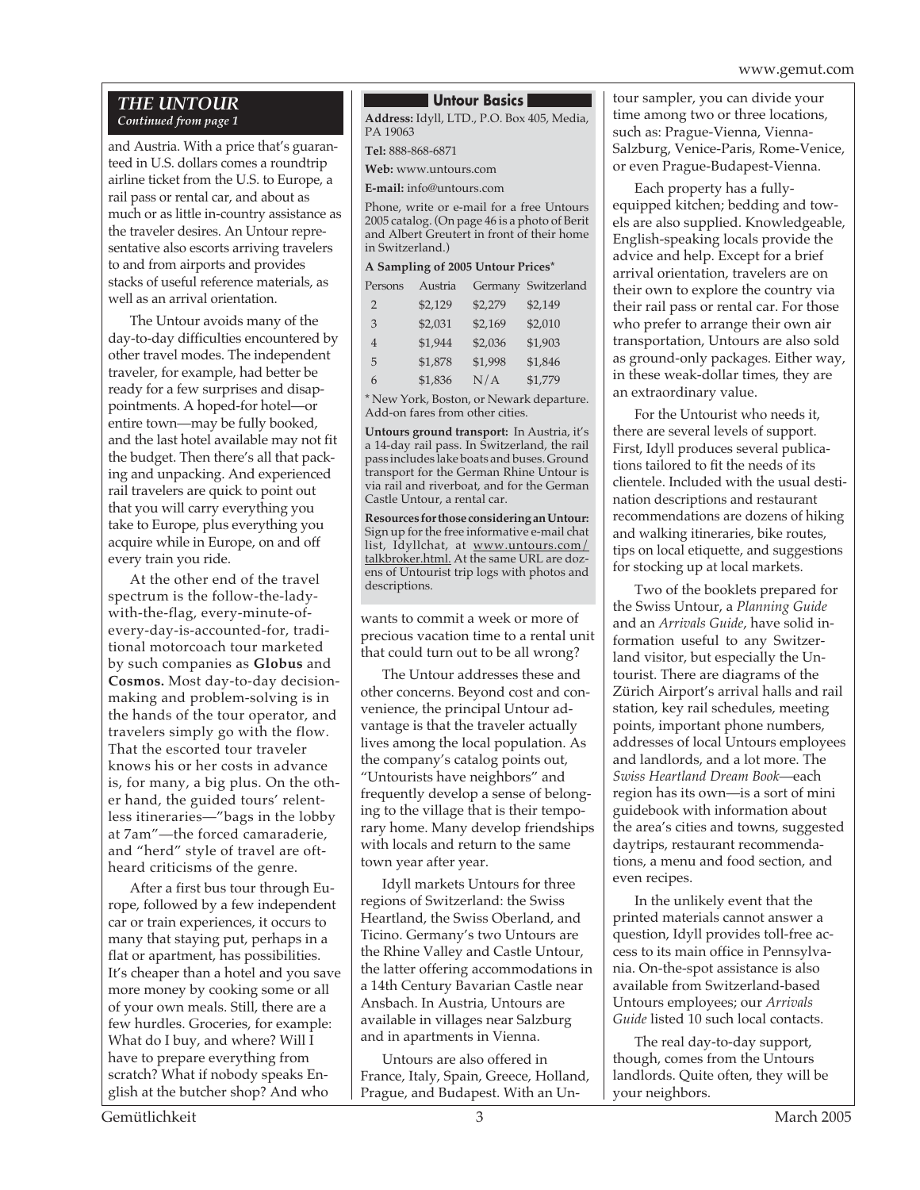## THE UNTOUR

*Continued from page 1*

and Austria. With a price that's guaranteed in U.S. dollars comes a roundtrip airline ticket from the U.S. to Europe, a rail pass or rental car, and about as much or as little in-country assistance as the traveler desires. An Untour representative also escorts arriving travelers to and from airports and provides stacks of useful reference materials, as well as an arrival orientation.

The Untour avoids many of the day-to-day difficulties encountered by other travel modes. The independent traveler, for example, had better be ready for a few surprises and disappointments. A hoped-for hotel—or entire town—may be fully booked, and the last hotel available may not fit the budget. Then there's all that packing and unpacking. And experienced rail travelers are quick to point out that you will carry everything you take to Europe, plus everything you acquire while in Europe, on and off every train you ride.

At the other end of the travel spectrum is the follow-the-lady-with-the-flag, every-minute-of-every-day-is-accounted-for, traditional motorcoach tour marketed by such companies as **Globus** and **Cosmos.** Most day-to-day decision-making and problem-solving is in the hands of the tour operator, and travelers simply go with the flow. That the escorted tour traveler knows his or her costs in advance is, for many, a big plus. On the other hand, the guided tours' relentless itineraries—"bags in the lobby at 7am"—the forced camaraderie, and "herd" style of travel are oft-heard criticisms of the genre.

After a first bus tour through Europe, followed by a few independent car or train experiences, it occurs to many that staying put, perhaps in a flat or apartment, has possibilities. It's cheaper than a hotel and you save more money by cooking some or all of your own meals. Still, there are a few hurdles. Groceries, for example: What do I buy, and where? Will I have to prepare everything from scratch? What if nobody speaks English at the butcher shop? And who wants to commit a week or more of precious vacation time to a rental unit that could turn out to be all wrong?

The Untour addresses these and other concerns. Beyond cost and convenience, the principal Untour advantage is that the traveler actually lives among the local population. As the company's catalog points out, "Untourists have neighbors" and frequently develop a sense of belonging to the village that is their temporary home. Many develop friendships with locals and return to the same town year after year.

Idyll markets Untours for three regions of Switzerland: the Swiss Heartland, the Swiss Oberland, and Ticino. Germany's two Untours are the Rhine Valley and Castle Untour, the latter offering accommodations in a 14th Century Bavarian Castle near Ansbach. In Austria, Untours are available in villages near Salzburg and in apartments in Vienna.

Untours are also offered in France, Italy, Spain, Greece, Holland, Prague, and Budapest. With an Untour sampler, you can divide your time among two or three locations, such as: Prague-Vienna, Vienna-Salzburg, Venice-Paris, Rome-Venice, or even Prague-Budapest-Vienna.

Each property has a fully-equipped kitchen; bedding and towels are also supplied. Knowledgeable, English-speaking locals provide the advice and help. Except for a brief arrival orientation, travelers are on their own to explore the country via their rail pass or rental car. For those who prefer to arrange their own air transportation, Untours are also sold as ground-only packages. Either way, in these weak-dollar times, they are an extraordinary value.

For the Untourist who needs it, there are several levels of support. First, Idyll produces several publications tailored to fit the needs of its clientele. Included with the usual destination descriptions and restaurant recommendations are dozens of hiking and walking itineraries, bike routes, tips on local etiquette, and suggestions for stocking up at local markets.

Two of the booklets prepared for the Swiss Untour, a *Planning Guide* and an *Arrivals Guide*, have solid information useful to any Switzerland visitor, but especially the Untourist. There are diagrams of the Zürich Airport's arrival halls and rail station, key rail schedules, meeting points, important phone numbers, addresses of local Untours employees and landlords, and a lot more. The *Swiss Heartland Dream Book*—each region has its own—is a sort of mini guidebook with information about the area's cities and towns, suggested daytrips, restaurant recommendations, a menu and food section, and even recipes.

In the unlikely event that the printed materials cannot answer a question, Idyll provides toll-free access to its main office in Pennsylvania. On-the-spot assistance is also available from Switzerland-based Untours employees; our *Arrivals Guide* listed 10 such local contacts.

The real day-to-day support, though, comes from the Untours landlords. Quite often, they will be your neighbors.

### Untour Basics

**Address:** Idyll, LTD., P.O. Box 405, Media, PA 19063

**Tel:** 888-868-6871

**Web:** www.untours.com

**E-mail:** info@untours.com

Phone, write or e-mail for a free Untours 2005 catalog. (On page 46 is a photo of Berit and Albert Greutert in front of their home in Switzerland.)

**A Sampling of 2005 Untour Prices***

| Persons | Austria | Germany | Switzerland |
|---|---|---|---|
| 2 | $2,129 | $2,279 | $2,149 |
| 3 | $2,031 | $2,169 | $2,010 |
| 4 | $1,944 | $2,036 | $1,903 |
| 5 | $1,878 | $1,998 | $1,846 |
| 6 | $1,836 | N/A | $1,779 |

* New York, Boston, or Newark departure. Add-on fares from other cities.

**Untours ground transport:** In Austria, it's a 14-day rail pass. In Switzerland, the rail pass includes lake boats and buses. Ground transport for the German Rhine Untour is via rail and riverboat, and for the German Castle Untour, a rental car.

**Resources for those considering an Untour:** Sign up for the free informative e-mail chat list, Idyllchat, at www.untours.com/talkbroker.html. At the same URL are dozens of Untourist trip logs with photos and descriptions.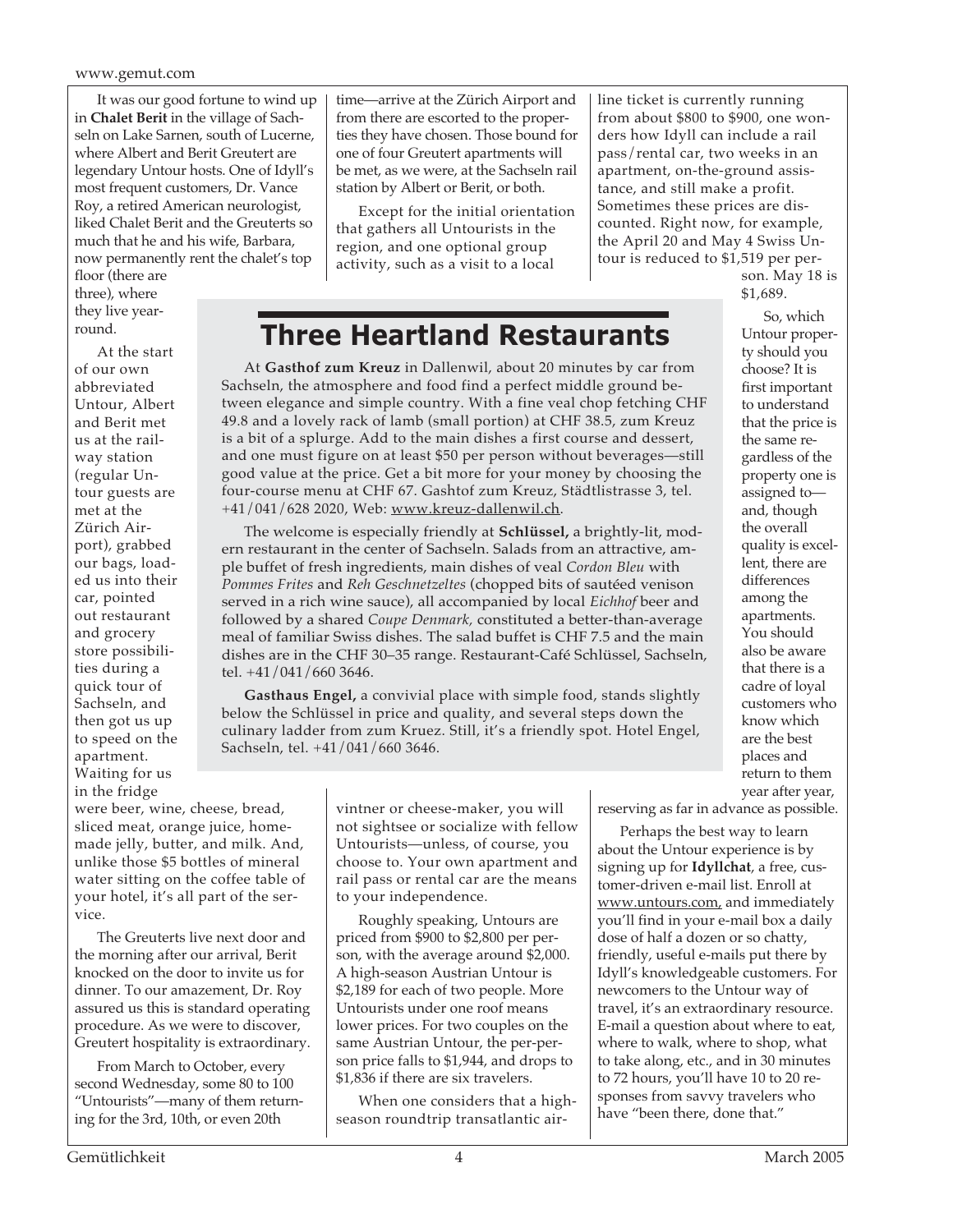It was our good fortune to wind up in **Chalet Berit** in the village of Sachseln on Lake Sarnen, south of Lucerne, where Albert and Berit Greutert are legendary Untour hosts. One of Idyll's most frequent customers, Dr. Vance Roy, a retired American neurologist, liked Chalet Berit and the Greuterts so much that he and his wife, Barbara, now permanently rent the chalet's top floor (there are three), where they live year-round.

At the start of our own abbreviated Untour, Albert and Berit met us at the railway station (regular Untour guests are met at the Zürich Airport), grabbed our bags, loaded us into their car, pointed out restaurant and grocery store possibilities during a quick tour of Sachseln, and then got us up to speed on the apartment. Waiting for us in the fridge were beer, wine, cheese, bread, sliced meat, orange juice, homemade jelly, butter, and milk. And, unlike those $5 bottles of mineral water sitting on the coffee table of your hotel, it's all part of the service.

The Greuterts live next door and the morning after our arrival, Berit knocked on the door to invite us for dinner. To our amazement, Dr. Roy assured us this is standard operating procedure. As we were to discover, Greutert hospitality is extraordinary.

From March to October, every second Wednesday, some 80 to 100 "Untourists"—many of them returning for the 3rd, 10th, or even 20th time—arrive at the Zürich Airport and from there are escorted to the properties they have chosen. Those bound for one of four Greutert apartments will be met, as we were, at the Sachseln rail station by Albert or Berit, or both.

Except for the initial orientation that gathers all Untourists in the region, and one optional group activity, such as a visit to a local vintner or cheese-maker, you will not sightsee or socialize with fellow Untourists—unless, of course, you choose to. Your own apartment and rail pass or rental car are the means to your independence.

Roughly speaking, Untours are priced from $900 to $2,800 per person, with the average around $2,000. A high-season Austrian Untour is $2,189 for each of two people. More Untourists under one roof means lower prices. For two couples on the same Austrian Untour, the per-person price falls to $1,944, and drops to $1,836 if there are six travelers.

When one considers that a high-season roundtrip transatlantic airline ticket is currently running from about $800 to $900, one wonders how Idyll can include a rail pass/rental car, two weeks in an apartment, on-the-ground assistance, and still make a profit. Sometimes these prices are discounted. Right now, for example, the April 20 and May 4 Swiss Untour is reduced to $1,519 per person. May 18 is $1,689.

So, which Untour property should you choose? It is first important to understand that the price is the same regardless of the property one is assigned to—and, though the overall quality is excellent, there are differences among the apartments. You should also be aware that there is a cadre of loyal customers who know which are the best places and return to them year after year, reserving as far in advance as possible.

Perhaps the best way to learn about the Untour experience is by signing up for **Idyllchat**, a free, customer-driven e-mail list. Enroll at www.untours.com, and immediately you'll find in your e-mail box a daily dose of half a dozen or so chatty, friendly, useful e-mails put there by Idyll's knowledgeable customers. For newcomers to the Untour way of travel, it's an extraordinary resource. E-mail a question about where to eat, where to walk, where to shop, what to take along, etc., and in 30 minutes to 72 hours, you'll have 10 to 20 responses from savvy travelers who have "been there, done that."

## Three Heartland Restaurants

At **Gasthof zum Kreuz** in Dallenwil, about 20 minutes by car from Sachseln, the atmosphere and food find a perfect middle ground between elegance and simple country. With a fine veal chop fetching CHF 49.8 and a lovely rack of lamb (small portion) at CHF 38.5, zum Kreuz is a bit of a splurge. Add to the main dishes a first course and dessert, and one must figure on at least $50 per person without beverages—still good value at the price. Get a bit more for your money by choosing the four-course menu at CHF 67. Gashtof zum Kreuz, Städtlistrasse 3, tel. +41/041/628 2020, Web: www.kreuz-dallenwil.ch.

The welcome is especially friendly at **Schlüssel,** a brightly-lit, modern restaurant in the center of Sachseln. Salads from an attractive, ample buffet of fresh ingredients, main dishes of veal *Cordon Bleu* with *Pommes Frites* and *Reh Geschnetzeltes* (chopped bits of sautéed venison served in a rich wine sauce), all accompanied by local *Eichhof* beer and followed by a shared *Coupe Denmark,* constituted a better-than-average meal of familiar Swiss dishes. The salad buffet is CHF 7.5 and the main dishes are in the CHF 30–35 range. Restaurant-Café Schlüssel, Sachseln, tel. +41/041/660 3646.

**Gasthaus Engel,** a convivial place with simple food, stands slightly below the Schlüssel in price and quality, and several steps down the culinary ladder from zum Kruez. Still, it's a friendly spot. Hotel Engel, Sachseln, tel. +41/041/660 3646.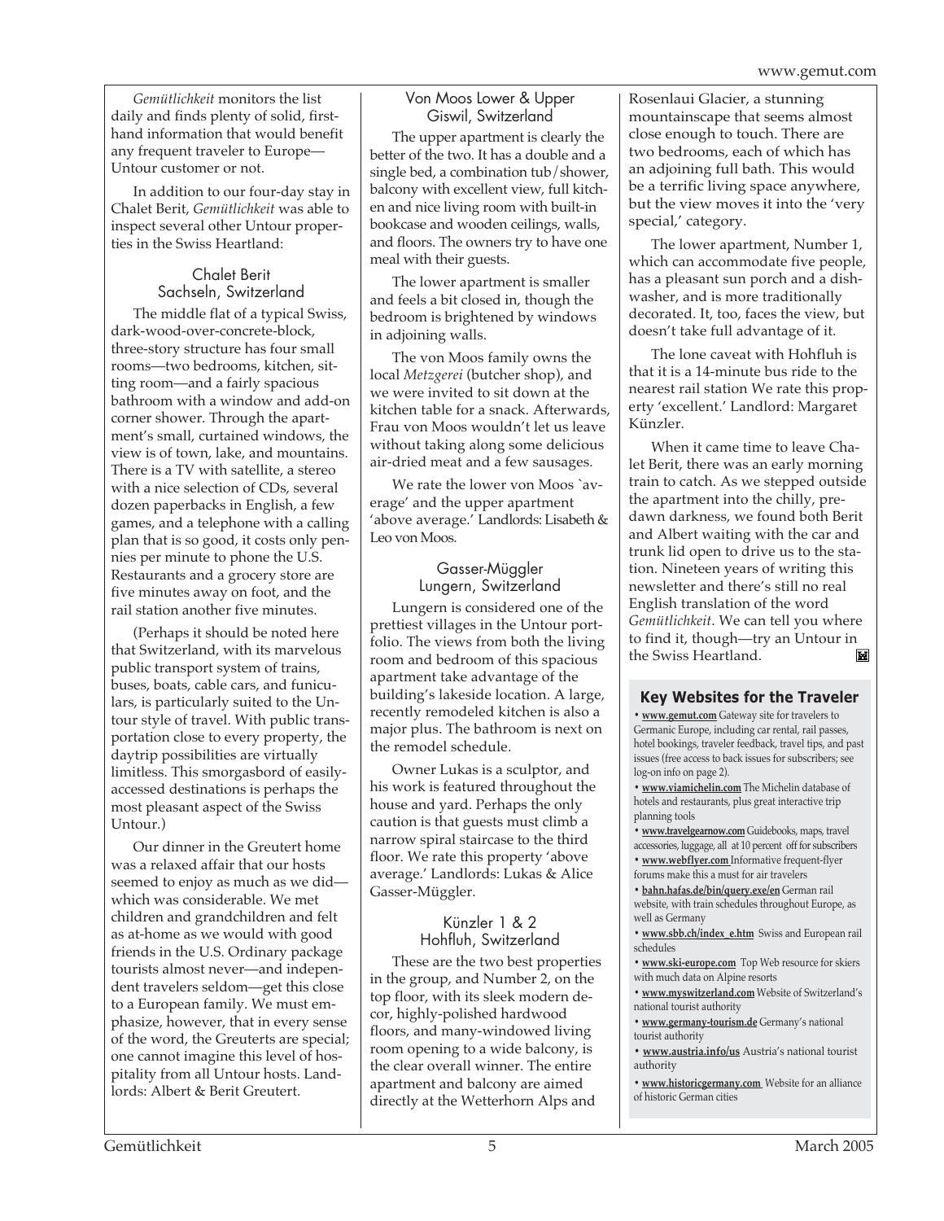*Gemütlichkeit* monitors the list daily and finds plenty of solid, first-hand information that would benefit any frequent traveler to Europe—Untour customer or not.

In addition to our four-day stay in Chalet Berit, *Gemütlichkeit* was able to inspect several other Untour properties in the Swiss Heartland:

### Chalet Berit
### Sachseln, Switzerland

The middle flat of a typical Swiss, dark-wood-over-concrete-block, three-story structure has four small rooms—two bedrooms, kitchen, sitting room—and a fairly spacious bathroom with a window and add-on corner shower. Through the apartment's small, curtained windows, the view is of town, lake, and mountains. There is a TV with satellite, a stereo with a nice selection of CDs, several dozen paperbacks in English, a few games, and a telephone with a calling plan that is so good, it costs only pennies per minute to phone the U.S. Restaurants and a grocery store are five minutes away on foot, and the rail station another five minutes.

(Perhaps it should be noted here that Switzerland, with its marvelous public transport system of trains, buses, boats, cable cars, and funiculars, is particularly suited to the Untour style of travel. With public transportation close to every property, the daytrip possibilities are virtually limitless. This smorgasbord of easily-accessed destinations is perhaps the most pleasant aspect of the Swiss Untour.)

Our dinner in the Greutert home was a relaxed affair that our hosts seemed to enjoy as much as we did—which was considerable. We met children and grandchildren and felt as at-home as we would with good friends in the U.S. Ordinary package tourists almost never—and independent travelers seldom—get this close to a European family. We must emphasize, however, that in every sense of the word, the Greuterts are special; one cannot imagine this level of hospitality from all Untour hosts. Landlords: Albert & Berit Greutert.

### Von Moos Lower & Upper
### Giswil, Switzerland

The upper apartment is clearly the better of the two. It has a double and a single bed, a combination tub/shower, balcony with excellent view, full kitchen and nice living room with built-in bookcase and wooden ceilings, walls, and floors. The owners try to have one meal with their guests.

The lower apartment is smaller and feels a bit closed in, though the bedroom is brightened by windows in adjoining walls.

The von Moos family owns the local *Metzgerei* (butcher shop), and we were invited to sit down at the kitchen table for a snack. Afterwards, Frau von Moos wouldn't let us leave without taking along some delicious air-dried meat and a few sausages.

We rate the lower von Moos `average' and the upper apartment 'above average.' Landlords: Lisabeth & Leo von Moos.

### Gasser-Müggler
### Lungern, Switzerland

Lungern is considered one of the prettiest villages in the Untour portfolio. The views from both the living room and bedroom of this spacious apartment take advantage of the building's lakeside location. A large, recently remodeled kitchen is also a major plus. The bathroom is next on the remodel schedule.

Owner Lukas is a sculptor, and his work is featured throughout the house and yard. Perhaps the only caution is that guests must climb a narrow spiral staircase to the third floor. We rate this property 'above average.' Landlords: Lukas & Alice Gasser-Müggler.

### Künzler 1 & 2
### Hohfluh, Switzerland

These are the two best properties in the group, and Number 2, on the top floor, with its sleek modern decor, highly-polished hardwood floors, and many-windowed living room opening to a wide balcony, is the clear overall winner. The entire apartment and balcony are aimed directly at the Wetterhorn Alps and Rosenlaui Glacier, a stunning mountainscape that seems almost close enough to touch. There are two bedrooms, each of which has an adjoining full bath. This would be a terrific living space anywhere, but the view moves it into the 'very special,' category.

The lower apartment, Number 1, which can accommodate five people, has a pleasant sun porch and a dishwasher, and is more traditionally decorated. It, too, faces the view, but doesn't take full advantage of it.

The lone caveat with Hohfluh is that it is a 14-minute bus ride to the nearest rail station We rate this property 'excellent.' Landlord: Margaret Künzler.

When it came time to leave Chalet Berit, there was an early morning train to catch. As we stepped outside the apartment into the chilly, pre-dawn darkness, we found both Berit and Albert waiting with the car and trunk lid open to drive us to the station. Nineteen years of writing this newsletter and there's still no real English translation of the word *Gemütlichkeit*. We can tell you where to find it, though—try an Untour in the Swiss Heartland.

## Key Websites for the Traveler

- **www.gemut.com** Gateway site for travelers to Germanic Europe, including car rental, rail passes, hotel bookings, traveler feedback, travel tips, and past issues (free access to back issues for subscribers; see log-on info on page 2).
- **www.viamichelin.com** The Michelin database of hotels and restaurants, plus great interactive trip planning tools
- **www.travelgearnow.com** Guidebooks, maps, travel accessories, luggage, all at 10 percent off for subscribers
- **www.webflyer.com** Informative frequent-flyer forums make this a must for air travelers
- **bahn.hafas.de/bin/query.exe/en** German rail website, with train schedules throughout Europe, as well as Germany
- **www.sbb.ch/index_e.htm** Swiss and European rail schedules
- **www.ski-europe.com** Top Web resource for skiers with much data on Alpine resorts
- **www.myswitzerland.com** Website of Switzerland's national tourist authority
- **www.germany-tourism.de** Germany's national tourist authority
- **www.austria.info/us** Austria's national tourist authority
- **www.historicgermany.com** Website for an alliance of historic German cities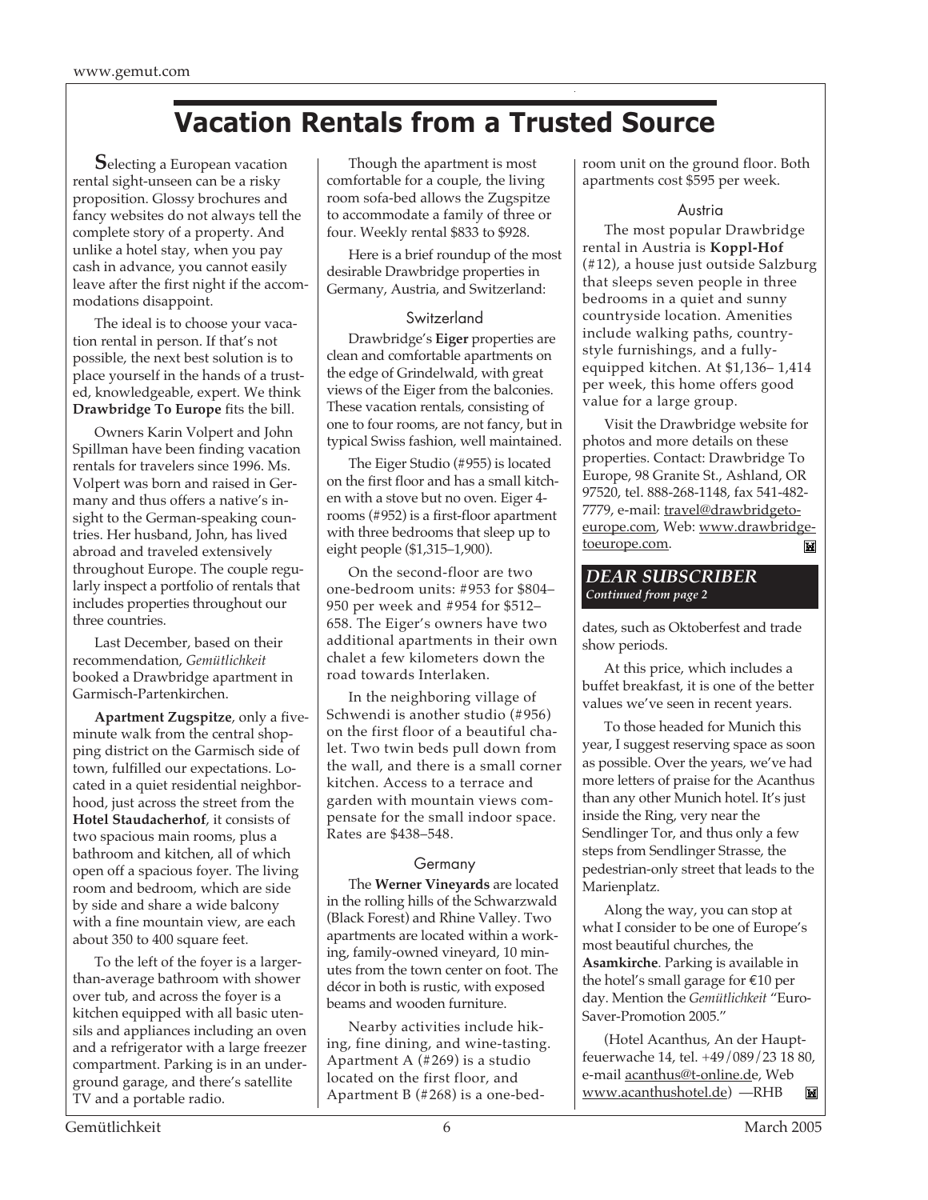# Vacation Rentals from a Trusted Source

**S**electing a European vacation rental sight-unseen can be a risky proposition. Glossy brochures and fancy websites do not always tell the complete story of a property. And unlike a hotel stay, when you pay cash in advance, you cannot easily leave after the first night if the accommodations disappoint.

The ideal is to choose your vacation rental in person. If that's not possible, the next best solution is to place yourself in the hands of a trusted, knowledgeable, expert. We think **Drawbridge To Europe** fits the bill.

Owners Karin Volpert and John Spillman have been finding vacation rentals for travelers since 1996. Ms. Volpert was born and raised in Germany and thus offers a native's insight to the German-speaking countries. Her husband, John, has lived abroad and traveled extensively throughout Europe. The couple regularly inspect a portfolio of rentals that includes properties throughout our three countries.

Last December, based on their recommendation, *Gemütlichkeit* booked a Drawbridge apartment in Garmisch-Partenkirchen.

**Apartment Zugspitze**, only a five-minute walk from the central shopping district on the Garmisch side of town, fulfilled our expectations. Located in a quiet residential neighborhood, just across the street from the **Hotel Staudacherhof**, it consists of two spacious main rooms, plus a bathroom and kitchen, all of which open off a spacious foyer. The living room and bedroom, which are side by side and share a wide balcony with a fine mountain view, are each about 350 to 400 square feet.

To the left of the foyer is a larger-than-average bathroom with shower over tub, and across the foyer is a kitchen equipped with all basic utensils and appliances including an oven and a refrigerator with a large freezer compartment. Parking is in an underground garage, and there's satellite TV and a portable radio.

Though the apartment is most comfortable for a couple, the living room sofa-bed allows the Zugspitze to accommodate a family of three or four. Weekly rental $833 to $928.

Here is a brief roundup of the most desirable Drawbridge properties in Germany, Austria, and Switzerland:

### Switzerland

Drawbridge's **Eiger** properties are clean and comfortable apartments on the edge of Grindelwald, with great views of the Eiger from the balconies. These vacation rentals, consisting of one to four rooms, are not fancy, but in typical Swiss fashion, well maintained.

The Eiger Studio (#955) is located on the first floor and has a small kitchen with a stove but no oven. Eiger 4-rooms (#952) is a first-floor apartment with three bedrooms that sleep up to eight people ($1,315–1,900).

On the second-floor are two one-bedroom units: #953 for $804–950 per week and #954 for $512–658. The Eiger's owners have two additional apartments in their own chalet a few kilometers down the road towards Interlaken.

In the neighboring village of Schwendi is another studio (#956) on the first floor of a beautiful chalet. Two twin beds pull down from the wall, and there is a small corner kitchen. Access to a terrace and garden with mountain views compensate for the small indoor space. Rates are $438–548.

### Germany

The **Werner Vineyards** are located in the rolling hills of the Schwarzwald (Black Forest) and Rhine Valley. Two apartments are located within a working, family-owned vineyard, 10 minutes from the town center on foot. The décor in both is rustic, with exposed beams and wooden furniture.

Nearby activities include hiking, fine dining, and wine-tasting. Apartment A (#269) is a studio located on the first floor, and Apartment B (#268) is a one-bedroom unit on the ground floor. Both apartments cost $595 per week.

### Austria

The most popular Drawbridge rental in Austria is **Koppl-Hof** (#12), a house just outside Salzburg that sleeps seven people in three bedrooms in a quiet and sunny countryside location. Amenities include walking paths, country-style furnishings, and a fully-equipped kitchen. At $1,136– 1,414 per week, this home offers good value for a large group.

Visit the Drawbridge website for photos and more details on these properties. Contact: Drawbridge To Europe, 98 Granite St., Ashland, OR 97520, tel. 888-268-1148, fax 541-482-7779, e-mail: travel@drawbridgetoeurope.com, Web: www.drawbridgetoeurope.com.

## *DEAR SUBSCRIBER*

*Continued from page 2*

dates, such as Oktoberfest and trade show periods.

At this price, which includes a buffet breakfast, it is one of the better values we've seen in recent years.

To those headed for Munich this year, I suggest reserving space as soon as possible. Over the years, we've had more letters of praise for the Acanthus than any other Munich hotel. It's just inside the Ring, very near the Sendlinger Tor, and thus only a few steps from Sendlinger Strasse, the pedestrian-only street that leads to the Marienplatz.

Along the way, you can stop at what I consider to be one of Europe's most beautiful churches, the **Asamkirche**. Parking is available in the hotel's small garage for €10 per day. Mention the *Gemütlichkeit* "Euro-Saver-Promotion 2005."

(Hotel Acanthus, An der Hauptfeuerwache 14, tel. +49/089/23 18 80, e-mail acanthus@t-online.de, Web www.acanthushotel.de) —RHB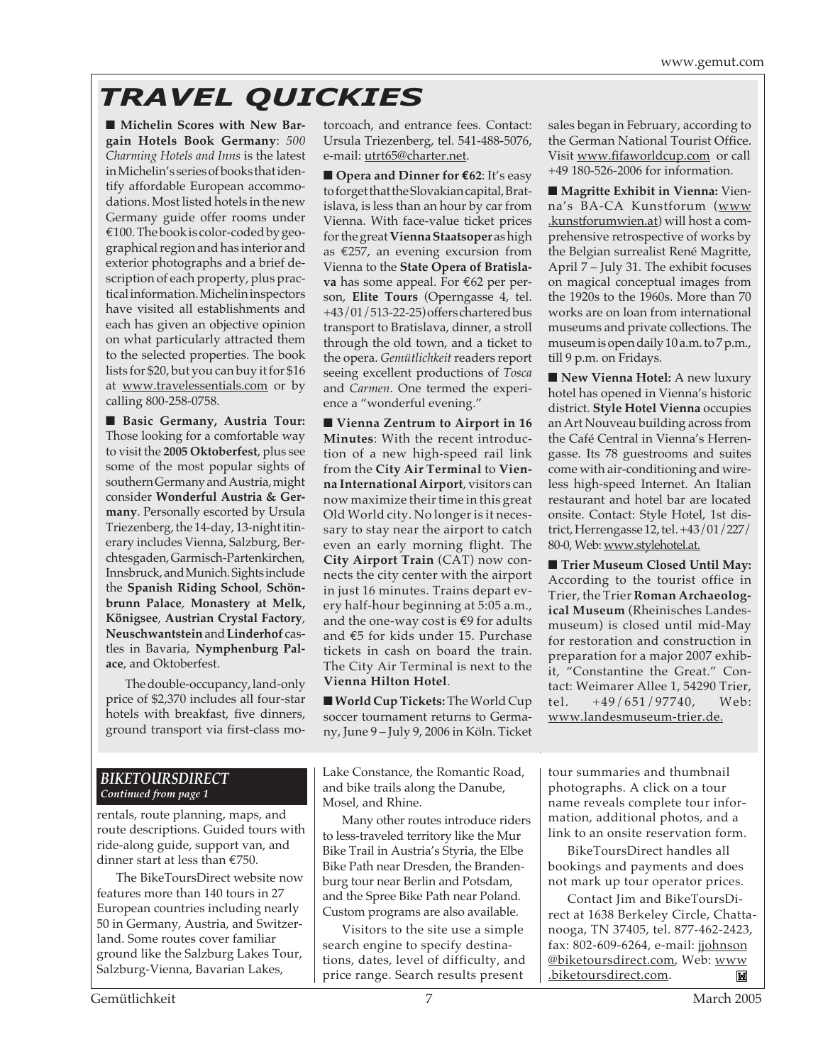// TRAVEL QUICKIES

■ **Michelin Scores with New Bargain Hotels Book Germany**: *500 Charming Hotels and Inns* is the latest in Michelin's series of books that identify affordable European accommodations. Most listed hotels in the new Germany guide offer rooms under €100. The book is color-coded by geographical region and has interior and exterior photographs and a brief description of each property, plus practical information. Michelin inspectors have visited all establishments and each has given an objective opinion on what particularly attracted them to the selected properties. The book lists for $20, but you can buy it for $16 at www.travelessentials.com or by calling 800-258-0758.

■ **Basic Germany, Austria Tour:** Those looking for a comfortable way to visit the **2005 Oktoberfest**, plus see some of the most popular sights of southern Germany and Austria, might consider **Wonderful Austria & Germany**. Personally escorted by Ursula Triezenberg, the 14-day, 13-night itinerary includes Vienna, Salzburg, Berchtesgaden, Garmisch-Partenkirchen, Innsbruck, and Munich. Sights include the **Spanish Riding School**, **Schönbrunn Palace**, **Monastery at Melk, Königsee**, **Austrian Crystal Factory**, **Neuschwantstein** and **Linderhof** castles in Bavaria, **Nymphenburg Palace**, and Oktoberfest.

The double-occupancy, land-only price of $2,370 includes all four-star hotels with breakfast, five dinners, ground transport via first-class motorcoach, and entrance fees. Contact: Ursula Triezenberg, tel. 541-488-5076, e-mail: utrt65@charter.net.

■ **Opera and Dinner for €62**: It's easy to forget that the Slovakian capital, Bratislava, is less than an hour by car from Vienna. With face-value ticket prices for the great **Vienna Staatsoper** as high as €257, an evening excursion from Vienna to the **State Opera of Bratislava** has some appeal. For €62 per person, **Elite Tours** (Operngasse 4, tel. +43/01/513-22-25) offers chartered bus transport to Bratislava, dinner, a stroll through the old town, and a ticket to the opera. *Gemütlichkeit* readers report seeing excellent productions of *Tosca* and *Carmen*. One termed the experience a "wonderful evening."

■ **Vienna Zentrum to Airport in 16 Minutes**: With the recent introduction of a new high-speed rail link from the **City Air Terminal** to **Vienna International Airport**, visitors can now maximize their time in this great Old World city. No longer is it necessary to stay near the airport to catch even an early morning flight. The **City Airport Train** (CAT) now connects the city center with the airport in just 16 minutes. Trains depart every half-hour beginning at 5:05 a.m., and the one-way cost is €9 for adults and €5 for kids under 15. Purchase tickets in cash on board the train. The City Air Terminal is next to the **Vienna Hilton Hotel**.

■ **World Cup Tickets:** The World Cup soccer tournament returns to Germany, June 9 – July 9, 2006 in Köln. Ticket sales began in February, according to the German National Tourist Office. Visit www.fifaworldcup.com or call +49 180-526-2006 for information.

■ **Magritte Exhibit in Vienna:** Vienna's BA-CA Kunstforum (www.kunstforumwien.at) will host a comprehensive retrospective of works by the Belgian surrealist René Magritte, April 7 – July 31. The exhibit focuses on magical conceptual images from the 1920s to the 1960s. More than 70 works are on loan from international museums and private collections. The museum is open daily 10 a.m. to 7 p.m., till 9 p.m. on Fridays.

■ **New Vienna Hotel:** A new luxury hotel has opened in Vienna's historic district. **Style Hotel Vienna** occupies an Art Nouveau building across from the Café Central in Vienna's Herrengasse. Its 78 guestrooms and suites come with air-conditioning and wireless high-speed Internet. An Italian restaurant and hotel bar are located onsite. Contact: Style Hotel, 1st district, Herrengasse 12, tel. +43/01/227/80-0, Web: www.stylehotel.at.

■ **Trier Museum Closed Until May:** According to the tourist office in Trier, the Trier **Roman Archaeological Museum** (Rheinisches Landesmuseum) is closed until mid-May for restoration and construction in preparation for a major 2007 exhibit, "Constantine the Great." Contact: Weimarer Allee 1, 54290 Trier, tel. +49/651/97740, Web: www.landesmuseum-trier.de.

## *BIKETOURSDIRECT*

***Continued from page 1***

rentals, route planning, maps, and route descriptions. Guided tours with ride-along guide, support van, and dinner start at less than €750.

The BikeToursDirect website now features more than 140 tours in 27 European countries including nearly 50 in Germany, Austria, and Switzerland. Some routes cover familiar ground like the Salzburg Lakes Tour, Salzburg-Vienna, Bavarian Lakes, Lake Constance, the Romantic Road, and bike trails along the Danube, Mosel, and Rhine.

Many other routes introduce riders to less-traveled territory like the Mur Bike Trail in Austria's Styria, the Elbe Bike Path near Dresden, the Brandenburg tour near Berlin and Potsdam, and the Spree Bike Path near Poland. Custom programs are also available.

Visitors to the site use a simple search engine to specify destinations, dates, level of difficulty, and price range. Search results present tour summaries and thumbnail photographs. A click on a tour name reveals complete tour information, additional photos, and a link to an onsite reservation form.

BikeToursDirect handles all bookings and payments and does not mark up tour operator prices.

Contact Jim and BikeToursDirect at 1638 Berkeley Circle, Chattanooga, TN 37405, tel. 877-462-2423, fax: 802-609-6264, e-mail: jjohnson@biketoursdirect.com, Web: www.biketoursdirect.com.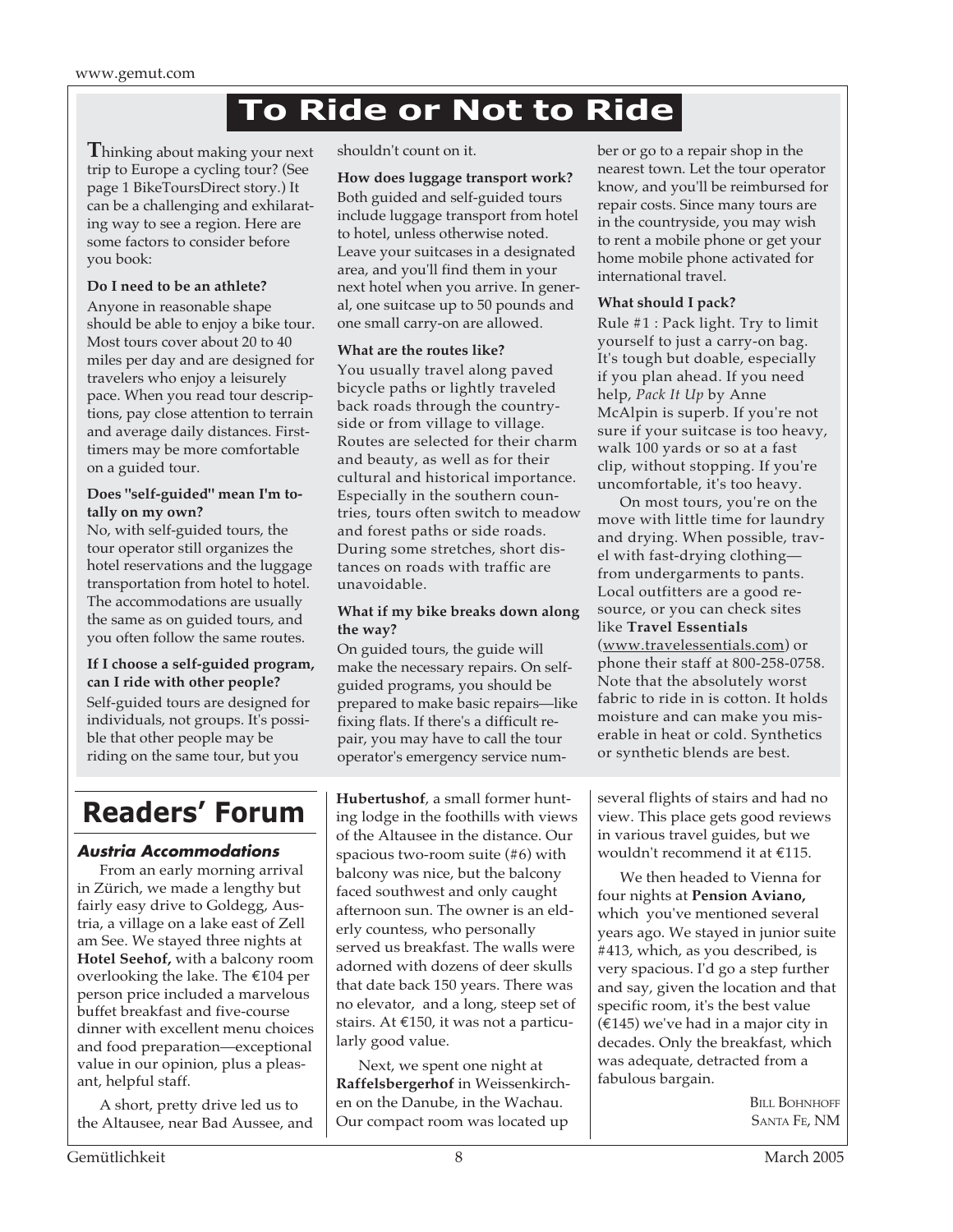# To Ride or Not to Ride

**T**hinking about making your next trip to Europe a cycling tour? (See page 1 BikeToursDirect story.) It can be a challenging and exhilarating way to see a region. Here are some factors to consider before you book:

**Do I need to be an athlete?**

Anyone in reasonable shape should be able to enjoy a bike tour. Most tours cover about 20 to 40 miles per day and are designed for travelers who enjoy a leisurely pace. When you read tour descriptions, pay close attention to terrain and average daily distances. First-timers may be more comfortable on a guided tour.

**Does "self-guided" mean I'm totally on my own?**

No, with self-guided tours, the tour operator still organizes the hotel reservations and the luggage transportation from hotel to hotel. The accommodations are usually the same as on guided tours, and you often follow the same routes.

**If I choose a self-guided program, can I ride with other people?**

Self-guided tours are designed for individuals, not groups. It's possible that other people may be riding on the same tour, but you shouldn't count on it.

**How does luggage transport work?**

Both guided and self-guided tours include luggage transport from hotel to hotel, unless otherwise noted. Leave your suitcases in a designated area, and you'll find them in your next hotel when you arrive. In general, one suitcase up to 50 pounds and one small carry-on are allowed.

**What are the routes like?**

You usually travel along paved bicycle paths or lightly traveled back roads through the countryside or from village to village. Routes are selected for their charm and beauty, as well as for their cultural and historical importance. Especially in the southern countries, tours often switch to meadow and forest paths or side roads. During some stretches, short distances on roads with traffic are unavoidable.

**What if my bike breaks down along the way?**

On guided tours, the guide will make the necessary repairs. On self-guided programs, you should be prepared to make basic repairs—like fixing flats. If there's a difficult repair, you may have to call the tour operator's emergency service number or go to a repair shop in the nearest town. Let the tour operator know, and you'll be reimbursed for repair costs. Since many tours are in the countryside, you may wish to rent a mobile phone or get your home mobile phone activated for international travel.

**What should I pack?**

Rule #1 : Pack light. Try to limit yourself to just a carry-on bag. It's tough but doable, especially if you plan ahead. If you need help, *Pack It Up* by Anne McAlpin is superb. If you're not sure if your suitcase is too heavy, walk 100 yards or so at a fast clip, without stopping. If you're uncomfortable, it's too heavy.

On most tours, you're on the move with little time for laundry and drying. When possible, travel with fast-drying clothing—from undergarments to pants. Local outfitters are a good resource, or you can check sites like **Travel Essentials** (www.travelessentials.com) or phone their staff at 800-258-0758. Note that the absolutely worst fabric to ride in is cotton. It holds moisture and can make you miserable in heat or cold. Synthetics or synthetic blends are best.

# Readers' Forum

### *Austria Accommodations*

From an early morning arrival in Zürich, we made a lengthy but fairly easy drive to Goldegg, Austria, a village on a lake east of Zell am See. We stayed three nights at **Hotel Seehof,** with a balcony room overlooking the lake. The €104 per person price included a marvelous buffet breakfast and five-course dinner with excellent menu choices and food preparation—exceptional value in our opinion, plus a pleasant, helpful staff.

A short, pretty drive led us to the Altausee, near Bad Aussee, and **Hubertushof**, a small former hunting lodge in the foothills with views of the Altausee in the distance. Our spacious two-room suite (#6) with balcony was nice, but the balcony faced southwest and only caught afternoon sun. The owner is an elderly countess, who personally served us breakfast. The walls were adorned with dozens of deer skulls that date back 150 years. There was no elevator, and a long, steep set of stairs. At €150, it was not a particularly good value.

Next, we spent one night at **Raffelsbergerhof** in Weissenkirchen on the Danube, in the Wachau. Our compact room was located up several flights of stairs and had no view. This place gets good reviews in various travel guides, but we wouldn't recommend it at €115.

We then headed to Vienna for four nights at **Pension Aviano,** which you've mentioned several years ago. We stayed in junior suite #413, which, as you described, is very spacious. I'd go a step further and say, given the location and that specific room, it's the best value (€145) we've had in a major city in decades. Only the breakfast, which was adequate, detracted from a fabulous bargain.

Bill Bohnhoff
Santa Fe, NM